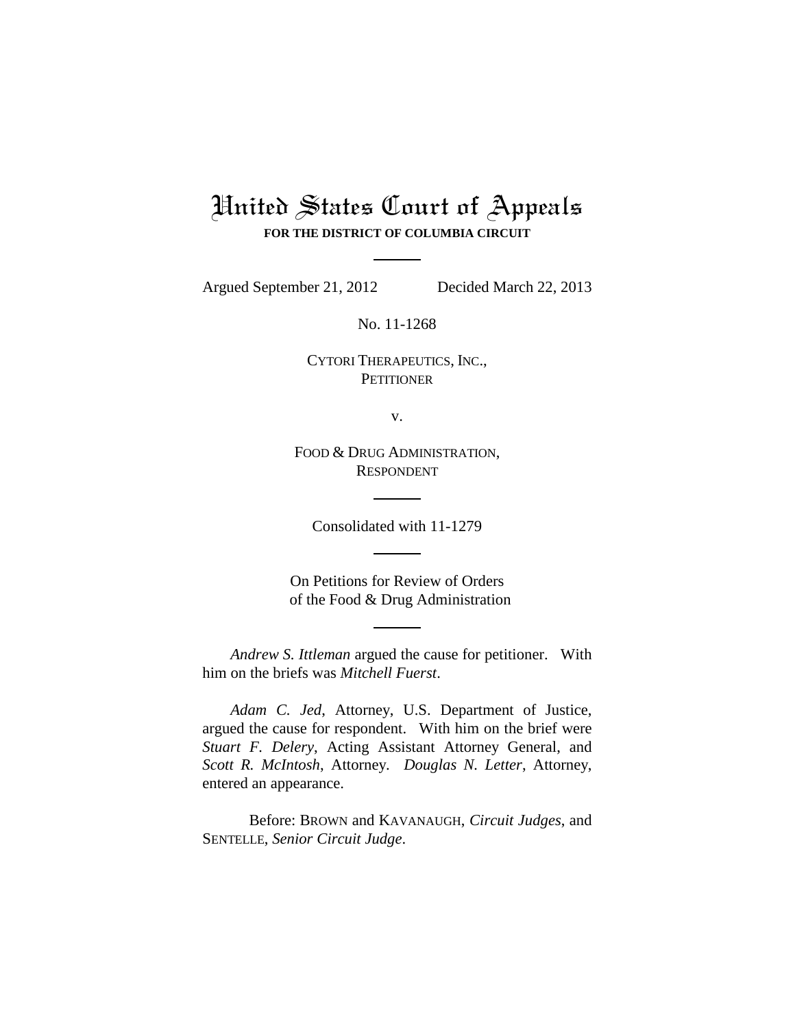# United States Court of Appeals

**FOR THE DISTRICT OF COLUMBIA CIRCUIT**

---

Argued September 21, 2012 Decided March 22, 2013

No. 11-1268

CYTORI THERAPEUTICS, INC.,
PETITIONER

v.

FOOD & DRUG ADMINISTRATION,
RESPONDENT

---

Consolidated with 11-1279

---

On Petitions for Review of Orders
of the Food & Drug Administration

---

*Andrew S. Ittleman* argued the cause for petitioner. With him on the briefs was *Mitchell Fuerst*.

*Adam C. Jed*, Attorney, U.S. Department of Justice, argued the cause for respondent. With him on the brief were *Stuart F. Delery*, Acting Assistant Attorney General, and *Scott R. McIntosh*, Attorney. *Douglas N. Letter*, Attorney, entered an appearance.

Before: BROWN and KAVANAUGH, *Circuit Judges*, and SENTELLE, *Senior Circuit Judge*.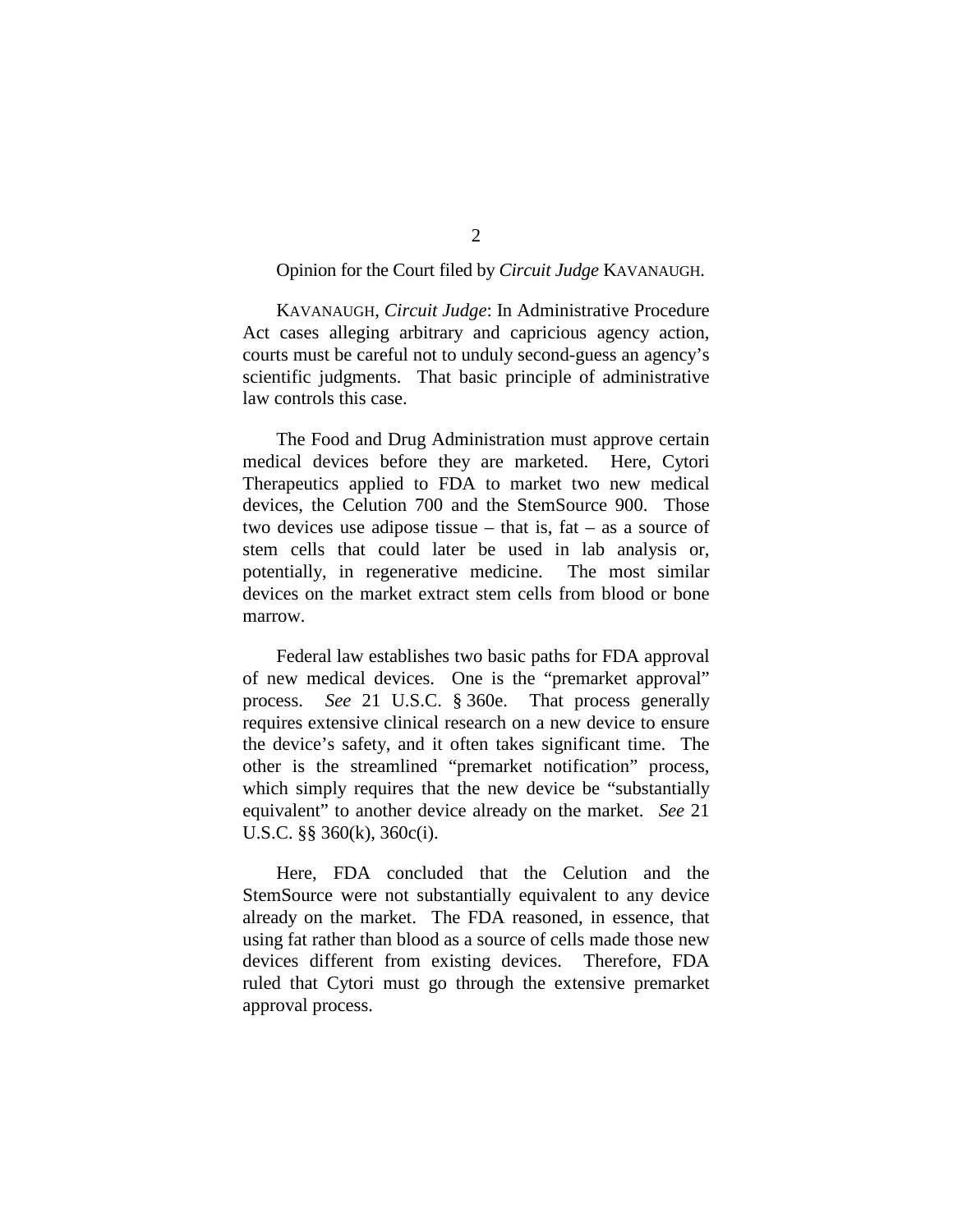Opinion for the Court filed by *Circuit Judge* KAVANAUGH.

KAVANAUGH, *Circuit Judge*: In Administrative Procedure Act cases alleging arbitrary and capricious agency action, courts must be careful not to unduly second-guess an agency's scientific judgments. That basic principle of administrative law controls this case.

The Food and Drug Administration must approve certain medical devices before they are marketed. Here, Cytori Therapeutics applied to FDA to market two new medical devices, the Celution 700 and the StemSource 900. Those two devices use adipose tissue – that is, fat – as a source of stem cells that could later be used in lab analysis or, potentially, in regenerative medicine. The most similar devices on the market extract stem cells from blood or bone marrow.

Federal law establishes two basic paths for FDA approval of new medical devices. One is the "premarket approval" process. *See* 21 U.S.C. § 360e. That process generally requires extensive clinical research on a new device to ensure the device's safety, and it often takes significant time. The other is the streamlined "premarket notification" process, which simply requires that the new device be "substantially equivalent" to another device already on the market. *See* 21 U.S.C. §§ 360(k), 360c(i).

Here, FDA concluded that the Celution and the StemSource were not substantially equivalent to any device already on the market. The FDA reasoned, in essence, that using fat rather than blood as a source of cells made those new devices different from existing devices. Therefore, FDA ruled that Cytori must go through the extensive premarket approval process.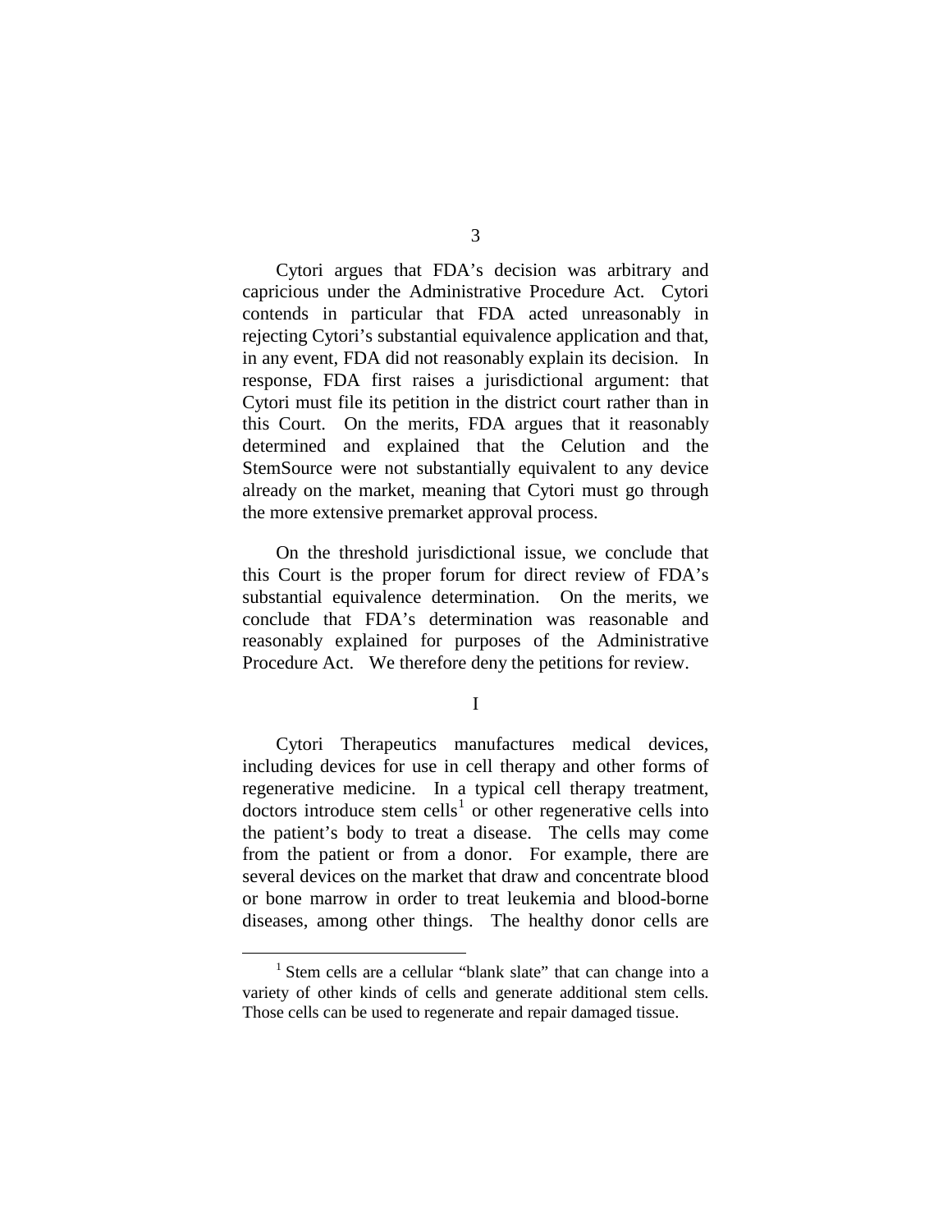Cytori argues that FDA's decision was arbitrary and capricious under the Administrative Procedure Act. Cytori contends in particular that FDA acted unreasonably in rejecting Cytori's substantial equivalence application and that, in any event, FDA did not reasonably explain its decision. In response, FDA first raises a jurisdictional argument: that Cytori must file its petition in the district court rather than in this Court. On the merits, FDA argues that it reasonably determined and explained that the Celution and the StemSource were not substantially equivalent to any device already on the market, meaning that Cytori must go through the more extensive premarket approval process.

On the threshold jurisdictional issue, we conclude that this Court is the proper forum for direct review of FDA's substantial equivalence determination. On the merits, we conclude that FDA's determination was reasonable and reasonably explained for purposes of the Administrative Procedure Act. We therefore deny the petitions for review.

## I

Cytori Therapeutics manufactures medical devices, including devices for use in cell therapy and other forms of regenerative medicine. In a typical cell therapy treatment, doctors introduce stem cells[1] or other regenerative cells into the patient's body to treat a disease. The cells may come from the patient or from a donor. For example, there are several devices on the market that draw and concentrate blood or bone marrow in order to treat leukemia and blood-borne diseases, among other things. The healthy donor cells are

[1] Stem cells are a cellular "blank slate" that can change into a variety of other kinds of cells and generate additional stem cells. Those cells can be used to regenerate and repair damaged tissue.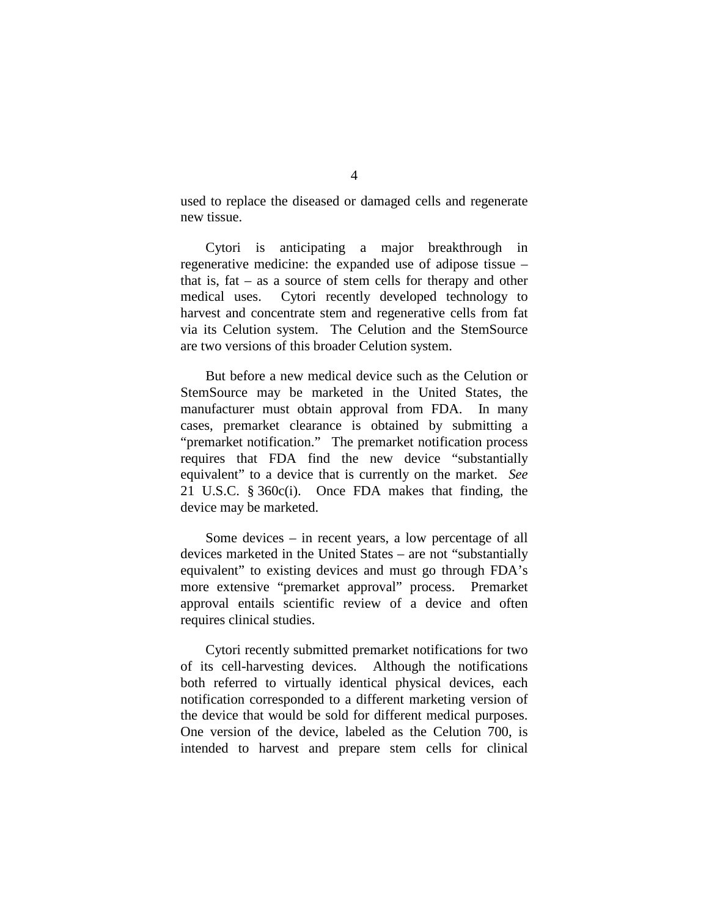used to replace the diseased or damaged cells and regenerate new tissue.

Cytori is anticipating a major breakthrough in regenerative medicine: the expanded use of adipose tissue – that is, fat – as a source of stem cells for therapy and other medical uses. Cytori recently developed technology to harvest and concentrate stem and regenerative cells from fat via its Celution system. The Celution and the StemSource are two versions of this broader Celution system.

But before a new medical device such as the Celution or StemSource may be marketed in the United States, the manufacturer must obtain approval from FDA. In many cases, premarket clearance is obtained by submitting a "premarket notification." The premarket notification process requires that FDA find the new device "substantially equivalent" to a device that is currently on the market. *See* 21 U.S.C. § 360c(i). Once FDA makes that finding, the device may be marketed.

Some devices – in recent years, a low percentage of all devices marketed in the United States – are not "substantially equivalent" to existing devices and must go through FDA's more extensive "premarket approval" process. Premarket approval entails scientific review of a device and often requires clinical studies.

Cytori recently submitted premarket notifications for two of its cell-harvesting devices. Although the notifications both referred to virtually identical physical devices, each notification corresponded to a different marketing version of the device that would be sold for different medical purposes. One version of the device, labeled as the Celution 700, is intended to harvest and prepare stem cells for clinical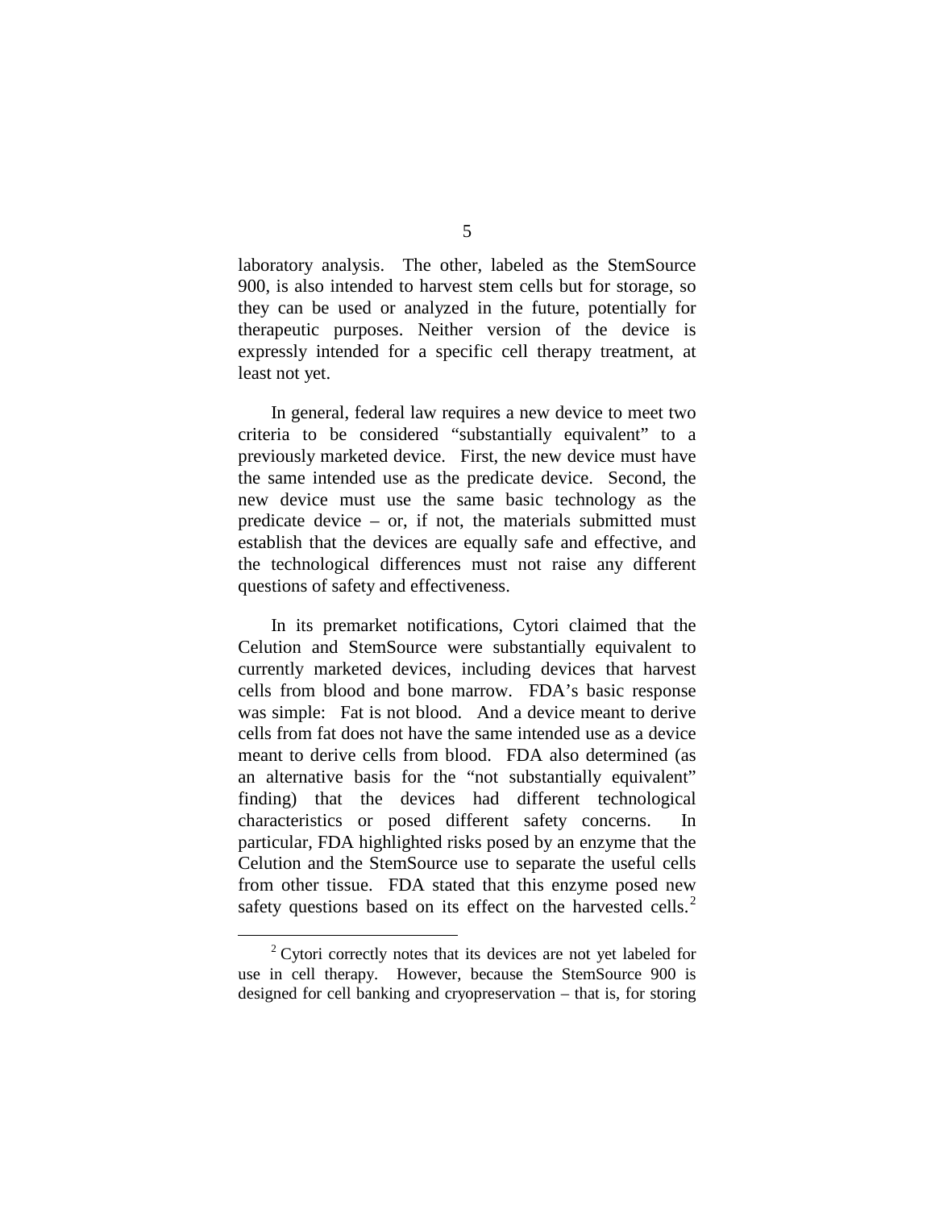laboratory analysis. The other, labeled as the StemSource 900, is also intended to harvest stem cells but for storage, so they can be used or analyzed in the future, potentially for therapeutic purposes. Neither version of the device is expressly intended for a specific cell therapy treatment, at least not yet.

In general, federal law requires a new device to meet two criteria to be considered "substantially equivalent" to a previously marketed device. First, the new device must have the same intended use as the predicate device. Second, the new device must use the same basic technology as the predicate device – or, if not, the materials submitted must establish that the devices are equally safe and effective, and the technological differences must not raise any different questions of safety and effectiveness.

In its premarket notifications, Cytori claimed that the Celution and StemSource were substantially equivalent to currently marketed devices, including devices that harvest cells from blood and bone marrow. FDA's basic response was simple: Fat is not blood. And a device meant to derive cells from fat does not have the same intended use as a device meant to derive cells from blood. FDA also determined (as an alternative basis for the "not substantially equivalent" finding) that the devices had different technological characteristics or posed different safety concerns. In particular, FDA highlighted risks posed by an enzyme that the Celution and the StemSource use to separate the useful cells from other tissue. FDA stated that this enzyme posed new safety questions based on its effect on the harvested cells.[2]

[2] Cytori correctly notes that its devices are not yet labeled for use in cell therapy. However, because the StemSource 900 is designed for cell banking and cryopreservation – that is, for storing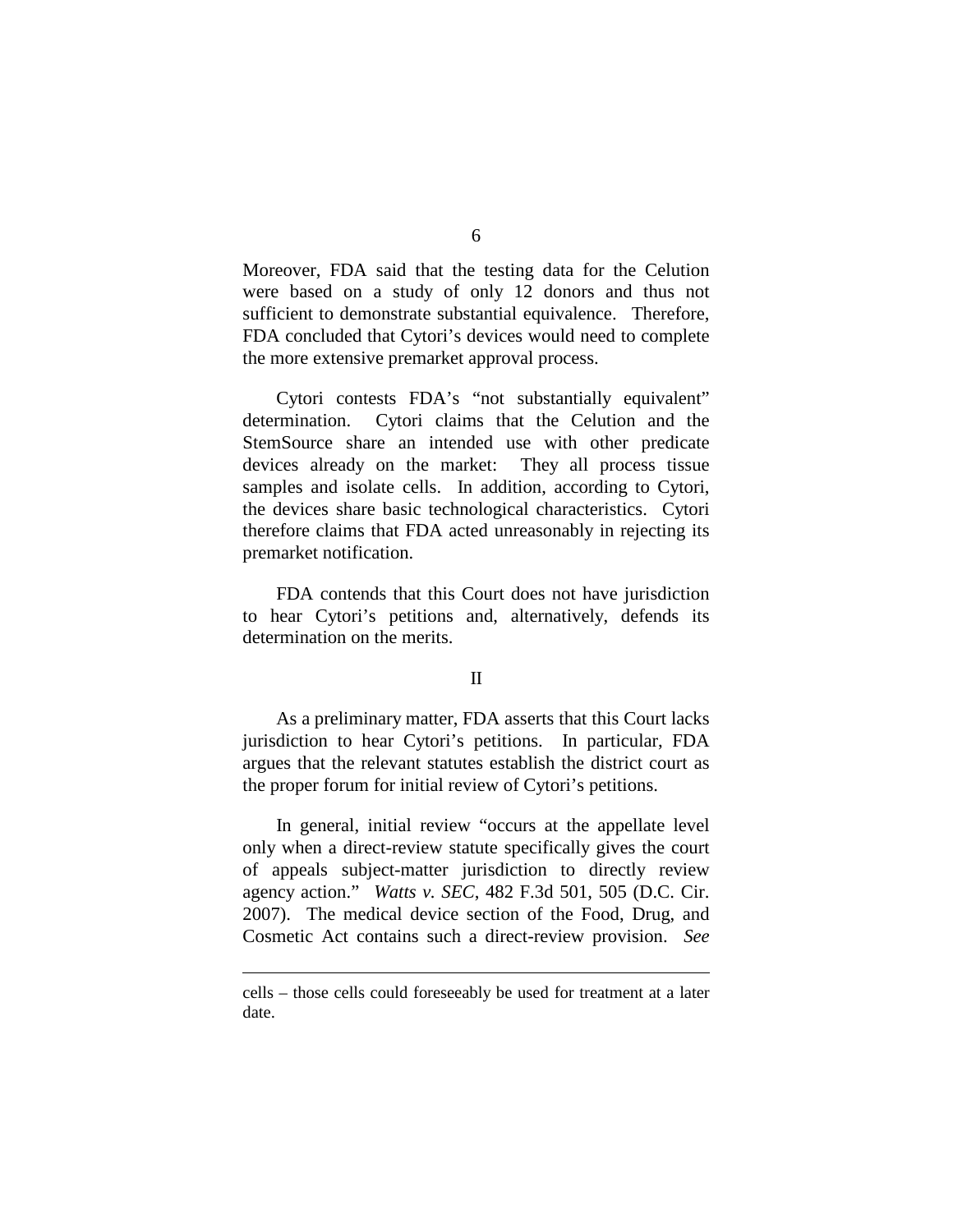Moreover, FDA said that the testing data for the Celution were based on a study of only 12 donors and thus not sufficient to demonstrate substantial equivalence. Therefore, FDA concluded that Cytori's devices would need to complete the more extensive premarket approval process.

Cytori contests FDA's "not substantially equivalent" determination. Cytori claims that the Celution and the StemSource share an intended use with other predicate devices already on the market: They all process tissue samples and isolate cells. In addition, according to Cytori, the devices share basic technological characteristics. Cytori therefore claims that FDA acted unreasonably in rejecting its premarket notification.

FDA contends that this Court does not have jurisdiction to hear Cytori's petitions and, alternatively, defends its determination on the merits.

## II

As a preliminary matter, FDA asserts that this Court lacks jurisdiction to hear Cytori's petitions. In particular, FDA argues that the relevant statutes establish the district court as the proper forum for initial review of Cytori's petitions.

In general, initial review "occurs at the appellate level only when a direct-review statute specifically gives the court of appeals subject-matter jurisdiction to directly review agency action." *Watts v. SEC*, 482 F.3d 501, 505 (D.C. Cir. 2007). The medical device section of the Food, Drug, and Cosmetic Act contains such a direct-review provision. *See*

---

cells – those cells could foreseeably be used for treatment at a later date.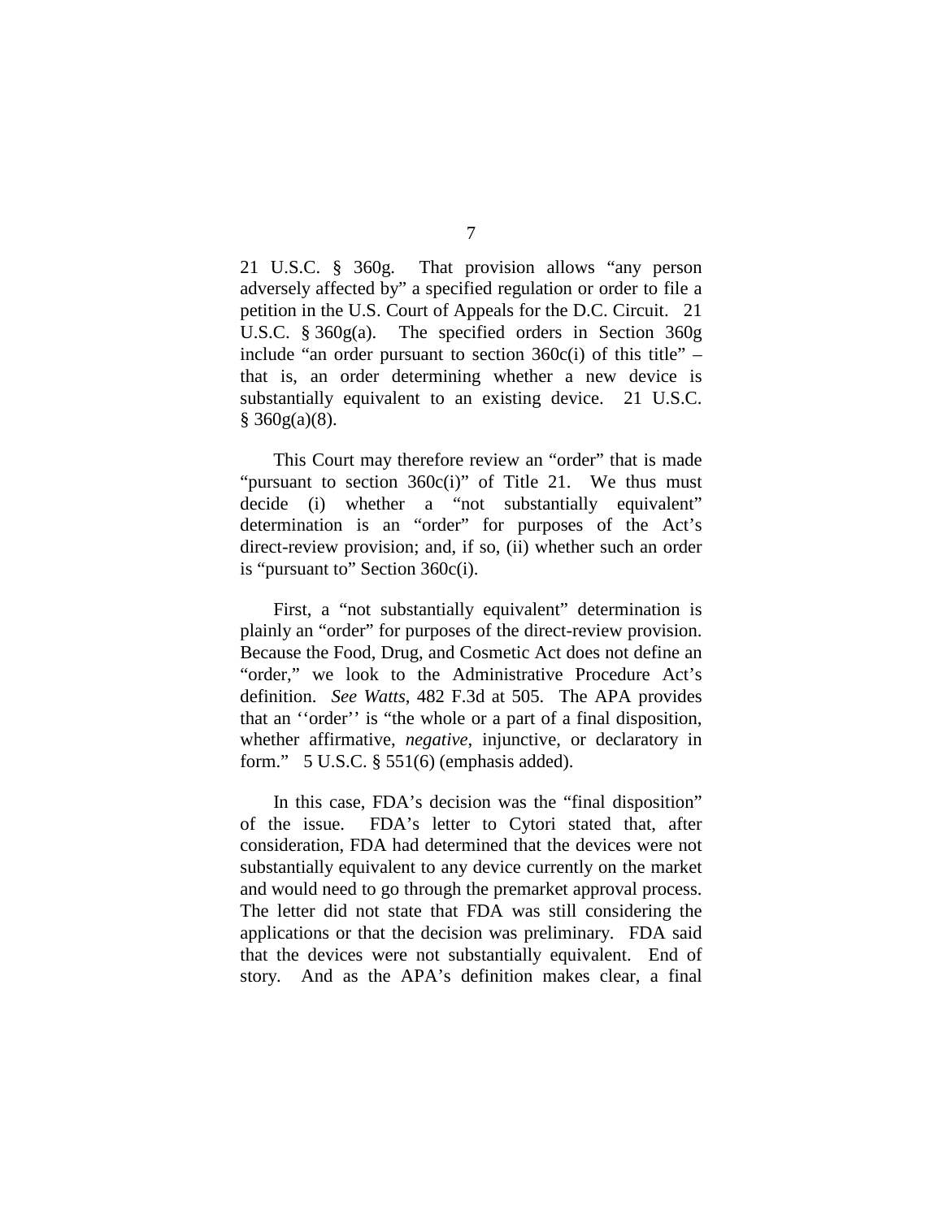21 U.S.C. § 360g. That provision allows "any person adversely affected by" a specified regulation or order to file a petition in the U.S. Court of Appeals for the D.C. Circuit. 21 U.S.C. § 360g(a). The specified orders in Section 360g include "an order pursuant to section 360c(i) of this title" – that is, an order determining whether a new device is substantially equivalent to an existing device. 21 U.S.C. § 360g(a)(8).

This Court may therefore review an "order" that is made "pursuant to section 360c(i)" of Title 21. We thus must decide (i) whether a "not substantially equivalent" determination is an "order" for purposes of the Act's direct-review provision; and, if so, (ii) whether such an order is "pursuant to" Section 360c(i).

First, a "not substantially equivalent" determination is plainly an "order" for purposes of the direct-review provision. Because the Food, Drug, and Cosmetic Act does not define an "order," we look to the Administrative Procedure Act's definition. *See Watts*, 482 F.3d at 505. The APA provides that an ''order'' is "the whole or a part of a final disposition, whether affirmative, *negative*, injunctive, or declaratory in form." 5 U.S.C. § 551(6) (emphasis added).

In this case, FDA's decision was the "final disposition" of the issue. FDA's letter to Cytori stated that, after consideration, FDA had determined that the devices were not substantially equivalent to any device currently on the market and would need to go through the premarket approval process. The letter did not state that FDA was still considering the applications or that the decision was preliminary. FDA said that the devices were not substantially equivalent. End of story. And as the APA's definition makes clear, a final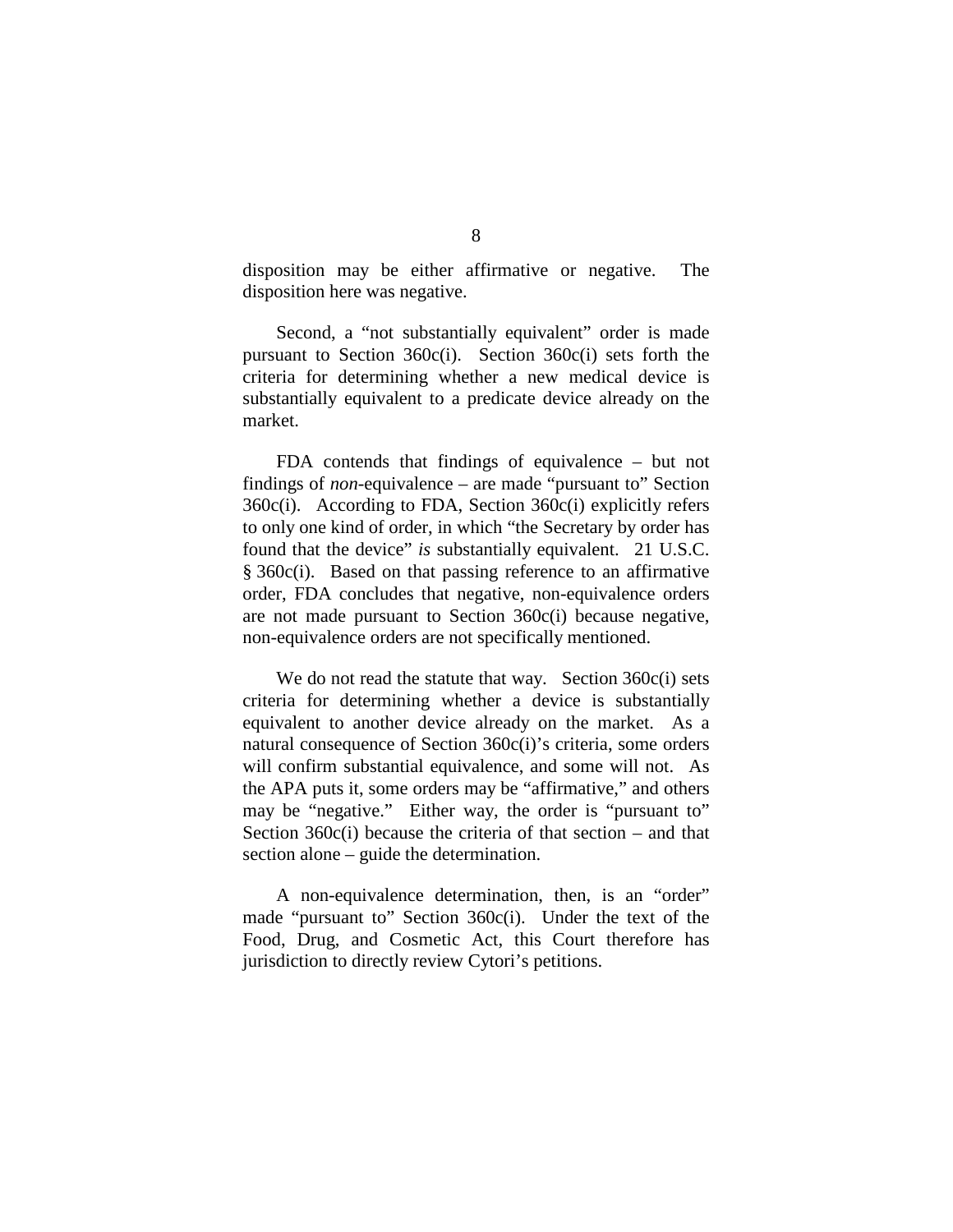disposition may be either affirmative or negative. The disposition here was negative.

Second, a "not substantially equivalent" order is made pursuant to Section 360c(i). Section 360c(i) sets forth the criteria for determining whether a new medical device is substantially equivalent to a predicate device already on the market.

FDA contends that findings of equivalence – but not findings of *non*-equivalence – are made "pursuant to" Section 360c(i). According to FDA, Section 360c(i) explicitly refers to only one kind of order, in which "the Secretary by order has found that the device" *is* substantially equivalent. 21 U.S.C. § 360c(i). Based on that passing reference to an affirmative order, FDA concludes that negative, non-equivalence orders are not made pursuant to Section 360c(i) because negative, non-equivalence orders are not specifically mentioned.

We do not read the statute that way. Section 360c(i) sets criteria for determining whether a device is substantially equivalent to another device already on the market. As a natural consequence of Section 360c(i)'s criteria, some orders will confirm substantial equivalence, and some will not. As the APA puts it, some orders may be "affirmative," and others may be "negative." Either way, the order is "pursuant to" Section 360c(i) because the criteria of that section – and that section alone – guide the determination.

A non-equivalence determination, then, is an "order" made "pursuant to" Section 360c(i). Under the text of the Food, Drug, and Cosmetic Act, this Court therefore has jurisdiction to directly review Cytori's petitions.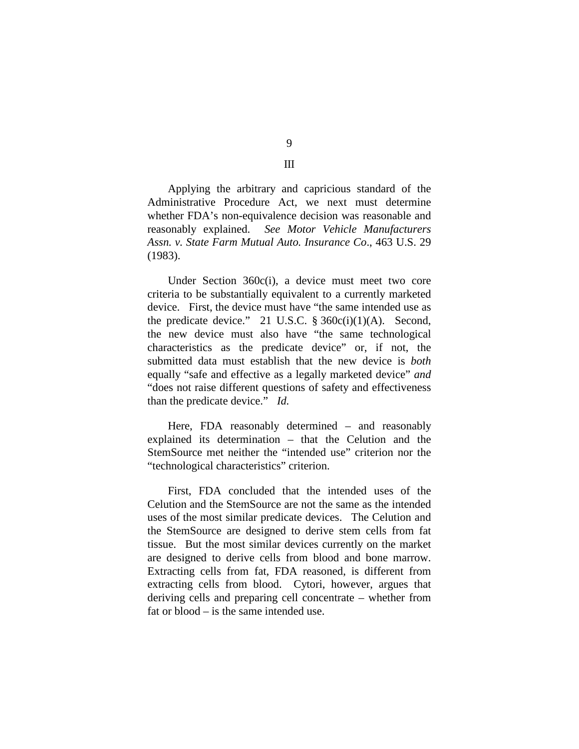## III

Applying the arbitrary and capricious standard of the Administrative Procedure Act, we next must determine whether FDA's non-equivalence decision was reasonable and reasonably explained. *See Motor Vehicle Manufacturers Assn. v. State Farm Mutual Auto. Insurance Co*., 463 U.S. 29 (1983).

Under Section 360c(i), a device must meet two core criteria to be substantially equivalent to a currently marketed device. First, the device must have "the same intended use as the predicate device." 21 U.S.C. § 360c(i)(1)(A). Second, the new device must also have "the same technological characteristics as the predicate device" or, if not, the submitted data must establish that the new device is *both* equally "safe and effective as a legally marketed device" *and* "does not raise different questions of safety and effectiveness than the predicate device." *Id.*

Here, FDA reasonably determined – and reasonably explained its determination – that the Celution and the StemSource met neither the "intended use" criterion nor the "technological characteristics" criterion.

First, FDA concluded that the intended uses of the Celution and the StemSource are not the same as the intended uses of the most similar predicate devices. The Celution and the StemSource are designed to derive stem cells from fat tissue. But the most similar devices currently on the market are designed to derive cells from blood and bone marrow. Extracting cells from fat, FDA reasoned, is different from extracting cells from blood. Cytori, however, argues that deriving cells and preparing cell concentrate – whether from fat or blood – is the same intended use.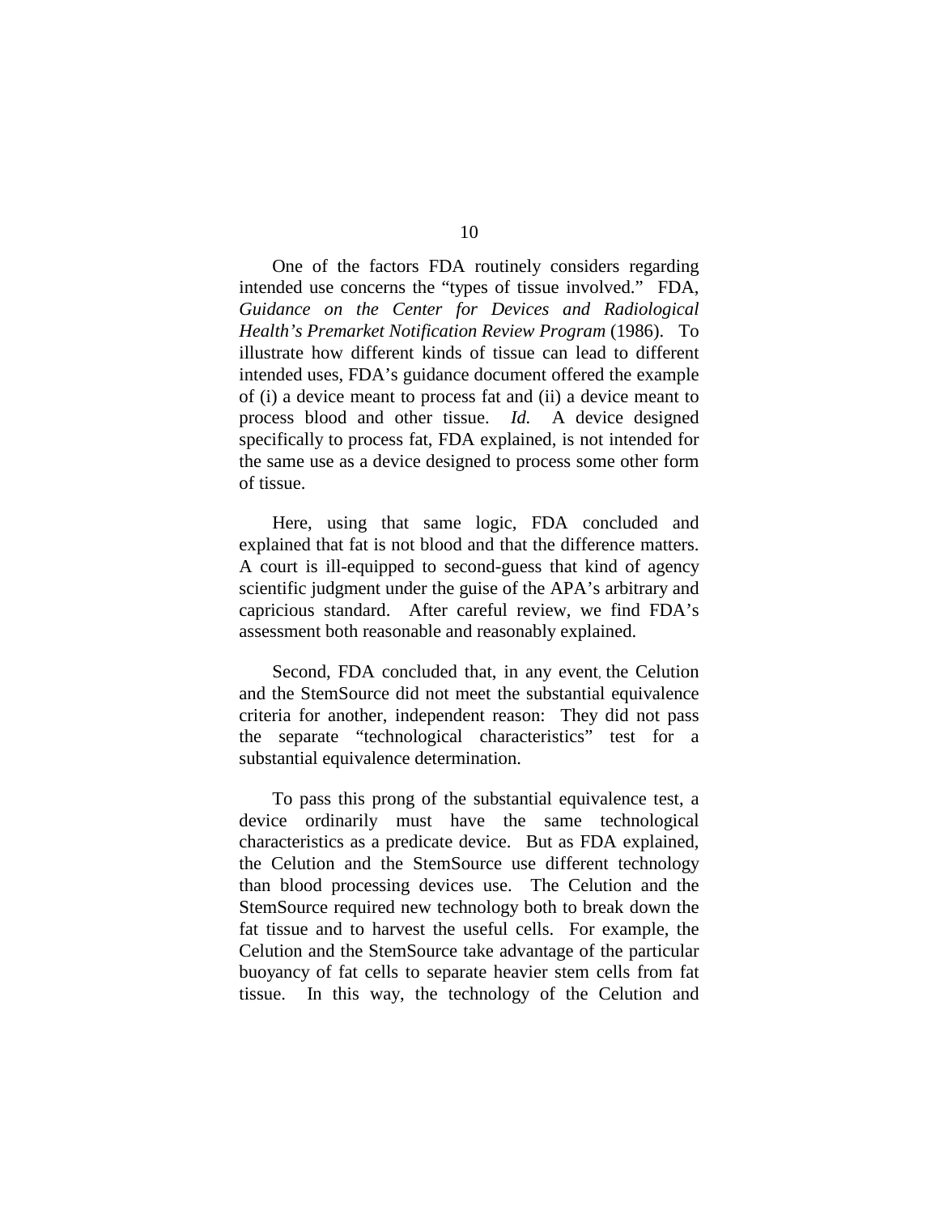One of the factors FDA routinely considers regarding intended use concerns the "types of tissue involved." FDA, *Guidance on the Center for Devices and Radiological Health's Premarket Notification Review Program* (1986). To illustrate how different kinds of tissue can lead to different intended uses, FDA's guidance document offered the example of (i) a device meant to process fat and (ii) a device meant to process blood and other tissue. *Id.* A device designed specifically to process fat, FDA explained, is not intended for the same use as a device designed to process some other form of tissue.

Here, using that same logic, FDA concluded and explained that fat is not blood and that the difference matters. A court is ill-equipped to second-guess that kind of agency scientific judgment under the guise of the APA's arbitrary and capricious standard. After careful review, we find FDA's assessment both reasonable and reasonably explained.

Second, FDA concluded that, in any event, the Celution and the StemSource did not meet the substantial equivalence criteria for another, independent reason: They did not pass the separate "technological characteristics" test for a substantial equivalence determination.

To pass this prong of the substantial equivalence test, a device ordinarily must have the same technological characteristics as a predicate device. But as FDA explained, the Celution and the StemSource use different technology than blood processing devices use. The Celution and the StemSource required new technology both to break down the fat tissue and to harvest the useful cells. For example, the Celution and the StemSource take advantage of the particular buoyancy of fat cells to separate heavier stem cells from fat tissue. In this way, the technology of the Celution and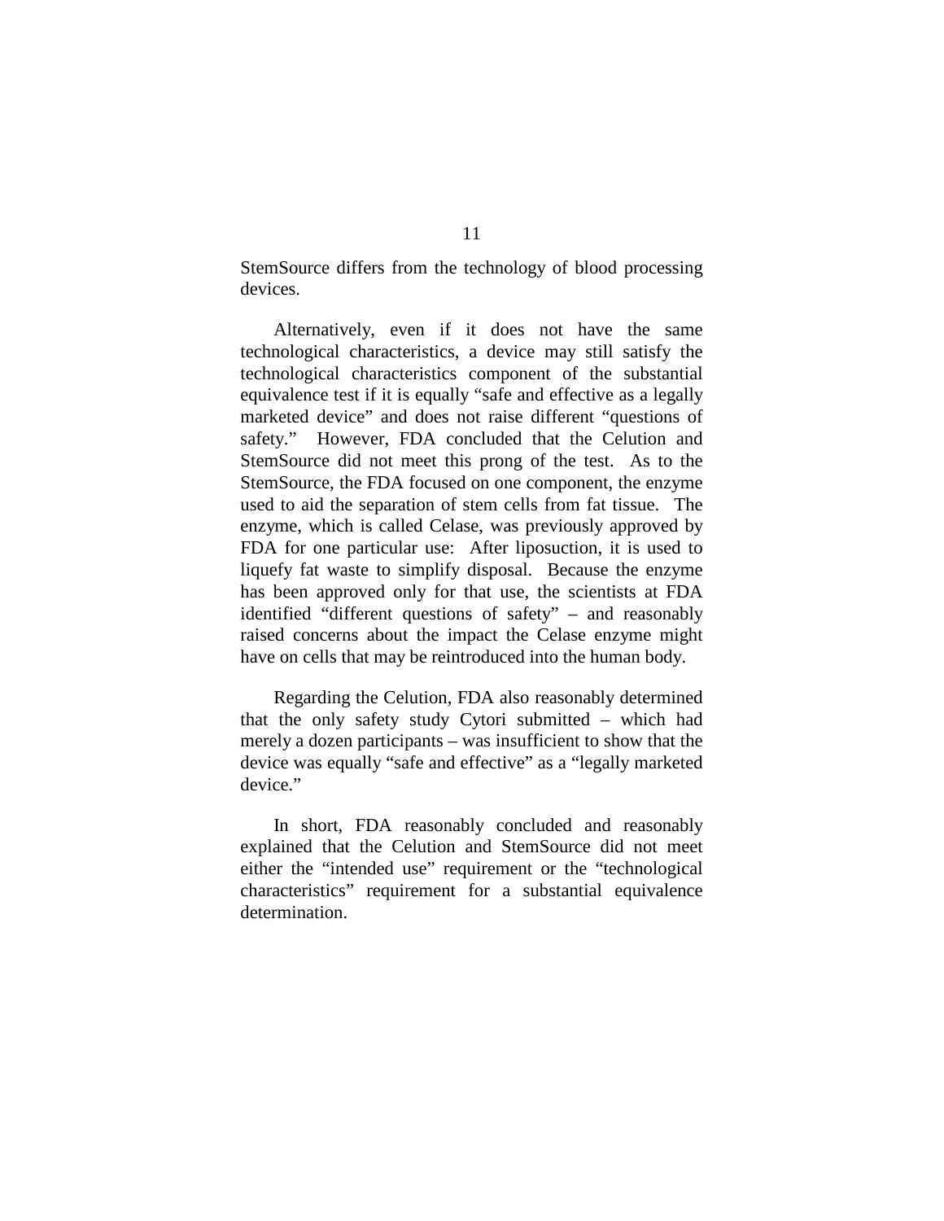StemSource differs from the technology of blood processing devices.

Alternatively, even if it does not have the same technological characteristics, a device may still satisfy the technological characteristics component of the substantial equivalence test if it is equally "safe and effective as a legally marketed device" and does not raise different "questions of safety." However, FDA concluded that the Celution and StemSource did not meet this prong of the test. As to the StemSource, the FDA focused on one component, the enzyme used to aid the separation of stem cells from fat tissue. The enzyme, which is called Celase, was previously approved by FDA for one particular use: After liposuction, it is used to liquefy fat waste to simplify disposal. Because the enzyme has been approved only for that use, the scientists at FDA identified "different questions of safety" – and reasonably raised concerns about the impact the Celase enzyme might have on cells that may be reintroduced into the human body.

Regarding the Celution, FDA also reasonably determined that the only safety study Cytori submitted – which had merely a dozen participants – was insufficient to show that the device was equally "safe and effective" as a "legally marketed device."

In short, FDA reasonably concluded and reasonably explained that the Celution and StemSource did not meet either the "intended use" requirement or the "technological characteristics" requirement for a substantial equivalence determination.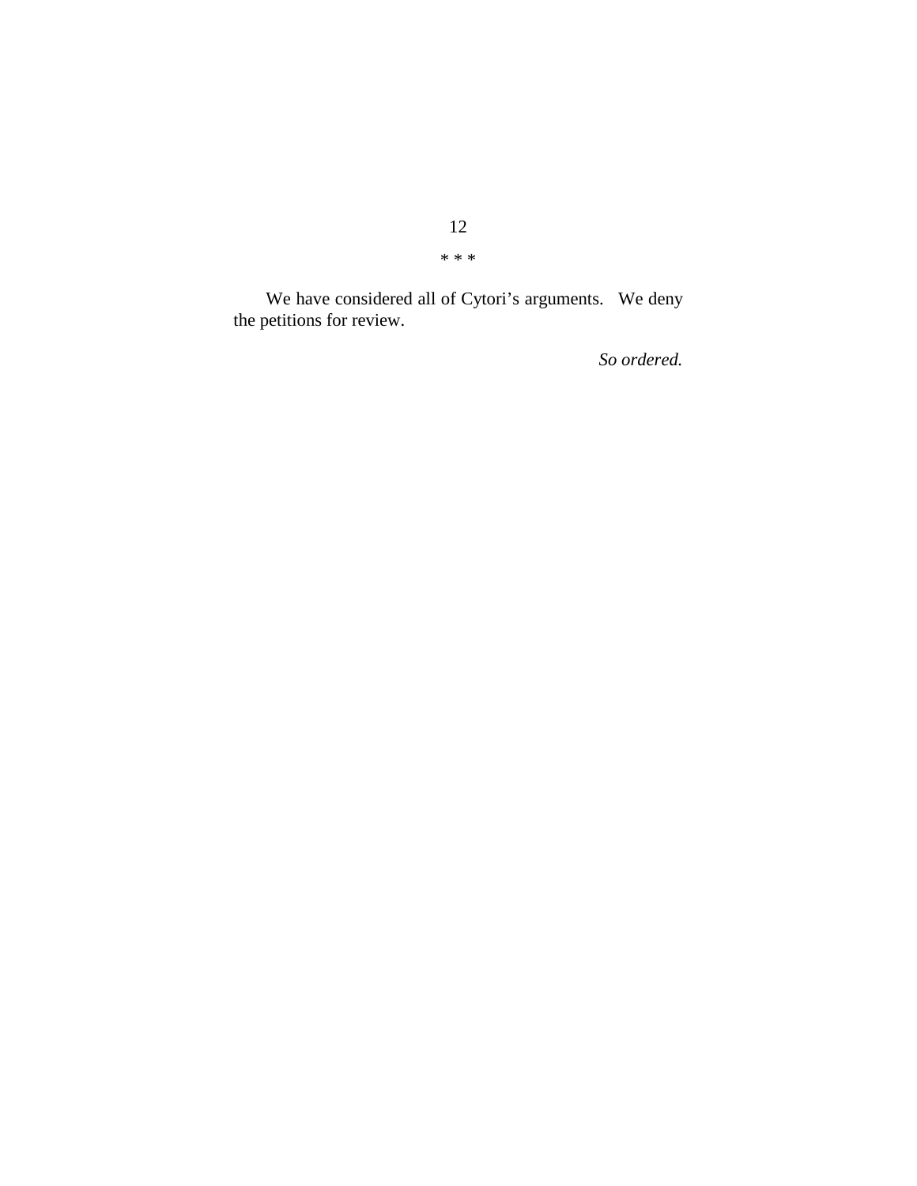* * *

We have considered all of Cytori's arguments. We deny the petitions for review.

*So ordered.*